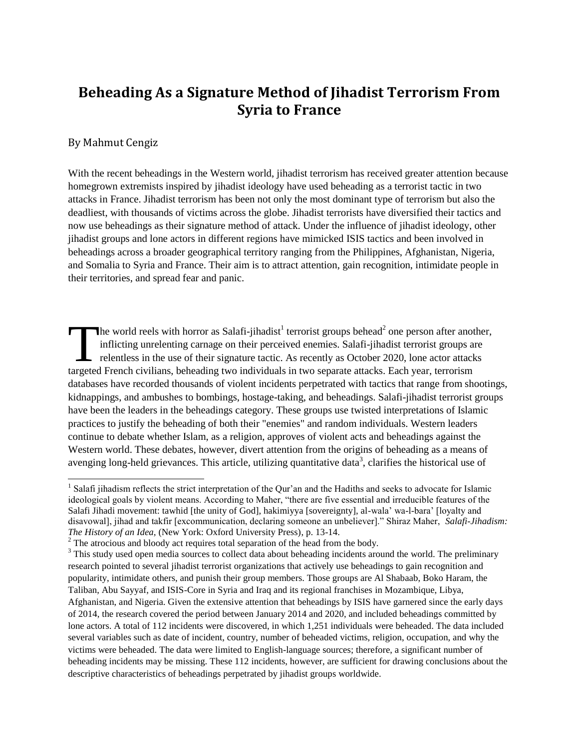# Beheading As a Signature Method of Jihadist Terrorism From Syria to France

By Mahmut Cengiz

With the recent beheadings in the Western world, jihadist terrorism has received greater attention because homegrown extremists inspired by jihadist ideology have used beheading as a terrorist tactic in two attacks in France. Jihadist terrorism has been not only the most dominant type of terrorism but also the deadliest, with thousands of victims across the globe. Jihadist terrorists have diversified their tactics and now use beheadings as their signature method of attack. Under the influence of jihadist ideology, other jihadist groups and lone actors in different regions have mimicked ISIS tactics and been involved in beheadings across a broader geographical territory ranging from the Philippines, Afghanistan, Nigeria, and Somalia to Syria and France. Their aim is to attract attention, gain recognition, intimidate people in their territories, and spread fear and panic.

The world reels with horror as Salafi-jihadist[1] terrorist groups behead[2] one person after another, inflicting unrelenting carnage on their perceived enemies. Salafi-jihadist terrorist groups are relentless in the use of their signature tactic. As recently as October 2020, lone actor attacks targeted French civilians, beheading two individuals in two separate attacks. Each year, terrorism databases have recorded thousands of violent incidents perpetrated with tactics that range from shootings, kidnappings, and ambushes to bombings, hostage-taking, and beheadings. Salafi-jihadist terrorist groups have been the leaders in the beheadings category. These groups use twisted interpretations of Islamic practices to justify the beheading of both their "enemies" and random individuals. Western leaders continue to debate whether Islam, as a religion, approves of violent acts and beheadings against the Western world. These debates, however, divert attention from the origins of beheading as a means of avenging long-held grievances. This article, utilizing quantitative data[3], clarifies the historical use of

---

[1] Salafi jihadism reflects the strict interpretation of the Qur'an and the Hadiths and seeks to advocate for Islamic ideological goals by violent means. According to Maher, "there are five essential and irreducible features of the Salafi Jihadi movement: tawhid [the unity of God], hakimiyya [sovereignty], al-wala' wa-l-bara' [loyalty and disavowal], jihad and takfir [excommunication, declaring someone an unbeliever]." Shiraz Maher, *Salafi-Jihadism: The History of an Idea,* (New York: Oxford University Press), p. 13-14.

[2] The atrocious and bloody act requires total separation of the head from the body.

[3] This study used open media sources to collect data about beheading incidents around the world. The preliminary research pointed to several jihadist terrorist organizations that actively use beheadings to gain recognition and popularity, intimidate others, and punish their group members. Those groups are Al Shabaab, Boko Haram, the Taliban, Abu Sayyaf, and ISIS-Core in Syria and Iraq and its regional franchises in Mozambique, Libya, Afghanistan, and Nigeria. Given the extensive attention that beheadings by ISIS have garnered since the early days of 2014, the research covered the period between January 2014 and 2020, and included beheadings committed by lone actors. A total of 112 incidents were discovered, in which 1,251 individuals were beheaded. The data included several variables such as date of incident, country, number of beheaded victims, religion, occupation, and why the victims were beheaded. The data were limited to English-language sources; therefore, a significant number of beheading incidents may be missing. These 112 incidents, however, are sufficient for drawing conclusions about the descriptive characteristics of beheadings perpetrated by jihadist groups worldwide.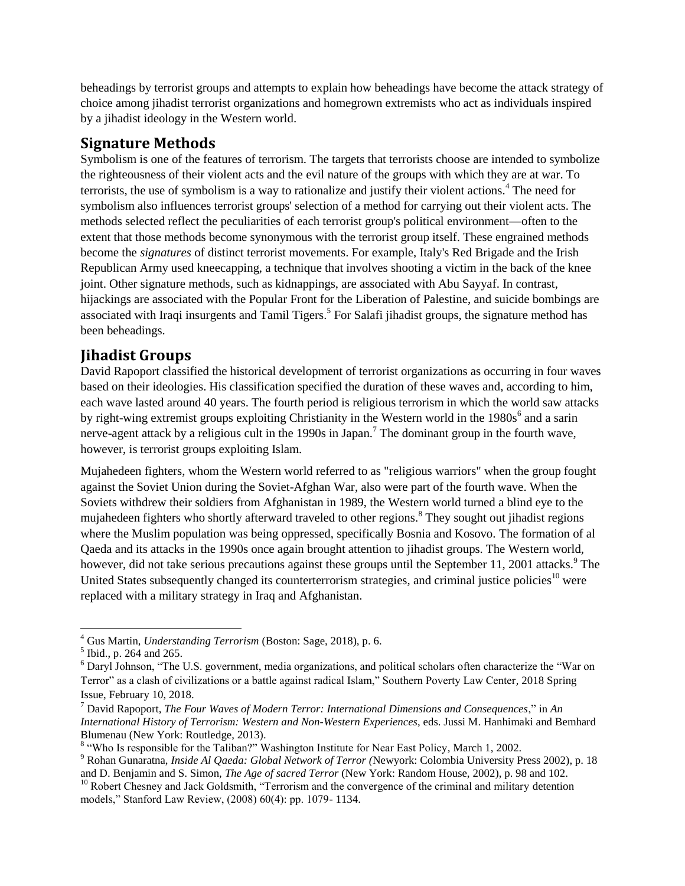beheadings by terrorist groups and attempts to explain how beheadings have become the attack strategy of choice among jihadist terrorist organizations and homegrown extremists who act as individuals inspired by a jihadist ideology in the Western world.

## Signature Methods

Symbolism is one of the features of terrorism. The targets that terrorists choose are intended to symbolize the righteousness of their violent acts and the evil nature of the groups with which they are at war. To terrorists, the use of symbolism is a way to rationalize and justify their violent actions.[4] The need for symbolism also influences terrorist groups' selection of a method for carrying out their violent acts. The methods selected reflect the peculiarities of each terrorist group's political environment—often to the extent that those methods become synonymous with the terrorist group itself. These engrained methods become the *signatures* of distinct terrorist movements. For example, Italy's Red Brigade and the Irish Republican Army used kneecapping, a technique that involves shooting a victim in the back of the knee joint. Other signature methods, such as kidnappings, are associated with Abu Sayyaf. In contrast, hijackings are associated with the Popular Front for the Liberation of Palestine, and suicide bombings are associated with Iraqi insurgents and Tamil Tigers.[5] For Salafi jihadist groups, the signature method has been beheadings.

## Jihadist Groups

David Rapoport classified the historical development of terrorist organizations as occurring in four waves based on their ideologies. His classification specified the duration of these waves and, according to him, each wave lasted around 40 years. The fourth period is religious terrorism in which the world saw attacks by right-wing extremist groups exploiting Christianity in the Western world in the 1980s[6] and a sarin nerve-agent attack by a religious cult in the 1990s in Japan.[7] The dominant group in the fourth wave, however, is terrorist groups exploiting Islam.

Mujahedeen fighters, whom the Western world referred to as "religious warriors" when the group fought against the Soviet Union during the Soviet-Afghan War, also were part of the fourth wave. When the Soviets withdrew their soldiers from Afghanistan in 1989, the Western world turned a blind eye to the mujahedeen fighters who shortly afterward traveled to other regions.[8] They sought out jihadist regions where the Muslim population was being oppressed, specifically Bosnia and Kosovo. The formation of al Qaeda and its attacks in the 1990s once again brought attention to jihadist groups. The Western world, however, did not take serious precautions against these groups until the September 11, 2001 attacks.[9] The United States subsequently changed its counterterrorism strategies, and criminal justice policies[10] were replaced with a military strategy in Iraq and Afghanistan.

---

[4] Gus Martin, *Understanding Terrorism* (Boston: Sage, 2018), p. 6.

[5] Ibid., p. 264 and 265.

[6] Daryl Johnson, "The U.S. government, media organizations, and political scholars often characterize the "War on Terror" as a clash of civilizations or a battle against radical Islam," Southern Poverty Law Center, 2018 Spring Issue, February 10, 2018.

[7] David Rapoport, *The Four Waves of Modern Terror: International Dimensions and Consequences*," in *An International History of Terrorism: Western and Non-Western Experiences*, eds. Jussi M. Hanhimaki and Bemhard Blumenau (New York: Routledge, 2013).

[8] "Who Is responsible for the Taliban?" Washington Institute for Near East Policy, March 1, 2002.

[9] Rohan Gunaratna, *Inside Al Qaeda: Global Network of Terror (*Newyork: Colombia University Press 2002), p. 18 and D. Benjamin and S. Simon, *The Age of sacred Terror* (New York: Random House, 2002), p. 98 and 102.

[10] Robert Chesney and Jack Goldsmith, "Terrorism and the convergence of the criminal and military detention models," Stanford Law Review, (2008) 60(4): pp. 1079- 1134.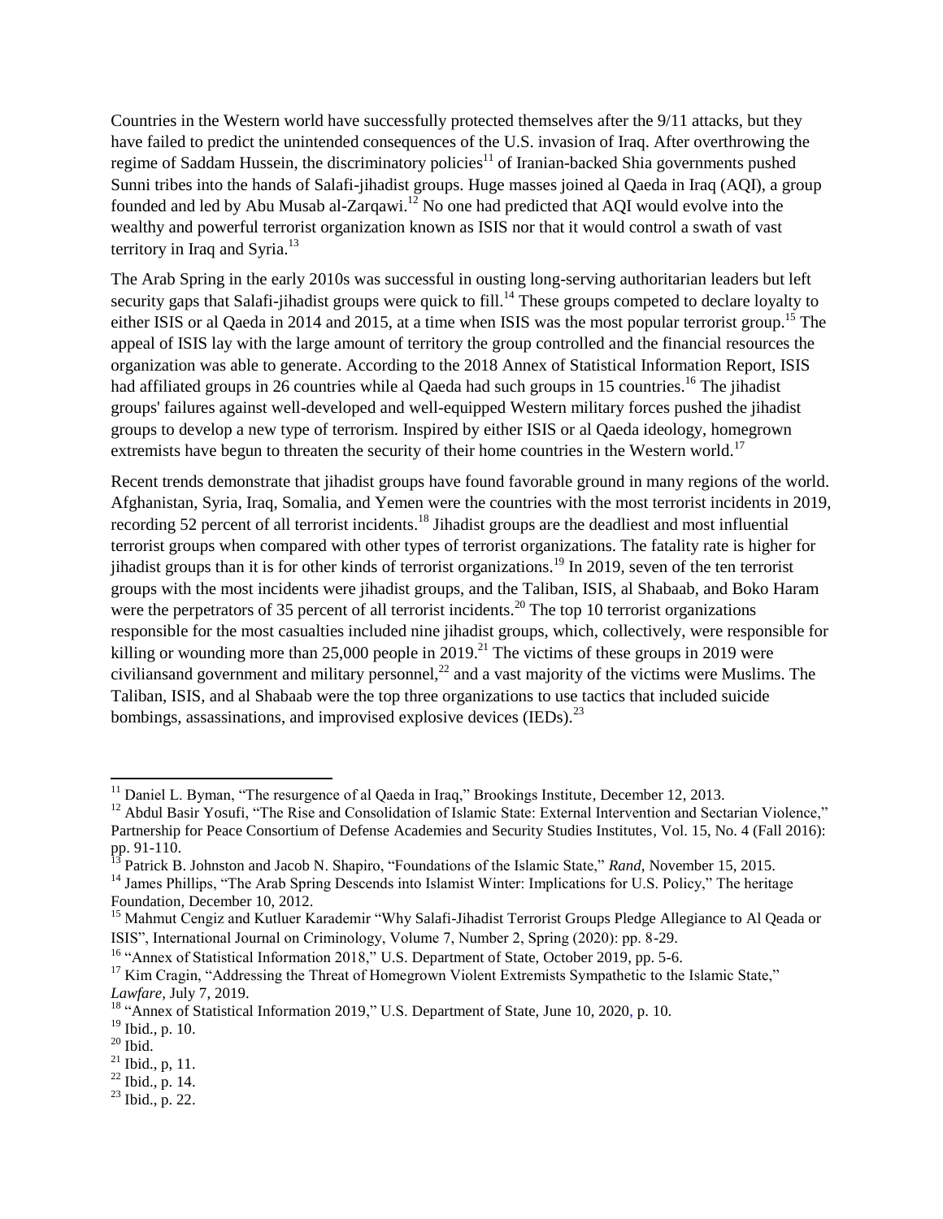Countries in the Western world have successfully protected themselves after the 9/11 attacks, but they have failed to predict the unintended consequences of the U.S. invasion of Iraq. After overthrowing the regime of Saddam Hussein, the discriminatory policies[11] of Iranian-backed Shia governments pushed Sunni tribes into the hands of Salafi-jihadist groups. Huge masses joined al Qaeda in Iraq (AQI), a group founded and led by Abu Musab al-Zarqawi.[12] No one had predicted that AQI would evolve into the wealthy and powerful terrorist organization known as ISIS nor that it would control a swath of vast territory in Iraq and Syria.[13]

The Arab Spring in the early 2010s was successful in ousting long-serving authoritarian leaders but left security gaps that Salafi-jihadist groups were quick to fill.[14] These groups competed to declare loyalty to either ISIS or al Qaeda in 2014 and 2015, at a time when ISIS was the most popular terrorist group.[15] The appeal of ISIS lay with the large amount of territory the group controlled and the financial resources the organization was able to generate. According to the 2018 Annex of Statistical Information Report, ISIS had affiliated groups in 26 countries while al Qaeda had such groups in 15 countries.[16] The jihadist groups' failures against well-developed and well-equipped Western military forces pushed the jihadist groups to develop a new type of terrorism. Inspired by either ISIS or al Qaeda ideology, homegrown extremists have begun to threaten the security of their home countries in the Western world.[17]

Recent trends demonstrate that jihadist groups have found favorable ground in many regions of the world. Afghanistan, Syria, Iraq, Somalia, and Yemen were the countries with the most terrorist incidents in 2019, recording 52 percent of all terrorist incidents.[18] Jihadist groups are the deadliest and most influential terrorist groups when compared with other types of terrorist organizations. The fatality rate is higher for jihadist groups than it is for other kinds of terrorist organizations.[19] In 2019, seven of the ten terrorist groups with the most incidents were jihadist groups, and the Taliban, ISIS, al Shabaab, and Boko Haram were the perpetrators of 35 percent of all terrorist incidents.[20] The top 10 terrorist organizations responsible for the most casualties included nine jihadist groups, which, collectively, were responsible for killing or wounding more than 25,000 people in 2019.[21] The victims of these groups in 2019 were civiliansand government and military personnel,[22] and a vast majority of the victims were Muslims. The Taliban, ISIS, and al Shabaab were the top three organizations to use tactics that included suicide bombings, assassinations, and improvised explosive devices (IEDs).[23]

---

[11] Daniel L. Byman, "The resurgence of al Qaeda in Iraq," Brookings Institute, December 12, 2013.

[12] Abdul Basir Yosufi, "The Rise and Consolidation of Islamic State: External Intervention and Sectarian Violence," Partnership for Peace Consortium of Defense Academies and Security Studies Institutes, Vol. 15, No. 4 (Fall 2016): pp. 91-110.

[13] Patrick B. Johnston and Jacob N. Shapiro, "Foundations of the Islamic State," *Rand*, November 15, 2015.

[14] James Phillips, "The Arab Spring Descends into Islamist Winter: Implications for U.S. Policy," The heritage Foundation, December 10, 2012.

[15] Mahmut Cengiz and Kutluer Karademir "Why Salafi-Jihadist Terrorist Groups Pledge Allegiance to Al Qeada or ISIS", International Journal on Criminology, Volume 7, Number 2, Spring (2020): pp. 8-29.

[16] "Annex of Statistical Information 2018," U.S. Department of State, October 2019, pp. 5-6.

[17] Kim Cragin, "Addressing the Threat of Homegrown Violent Extremists Sympathetic to the Islamic State," *Lawfare*, July 7, 2019.

[18] "Annex of Statistical Information 2019," U.S. Department of State, June 10, 2020, p. 10.

[19] Ibid., p. 10.

[20] Ibid.

[21] Ibid., p, 11.

[22] Ibid., p. 14.

[23] Ibid., p. 22.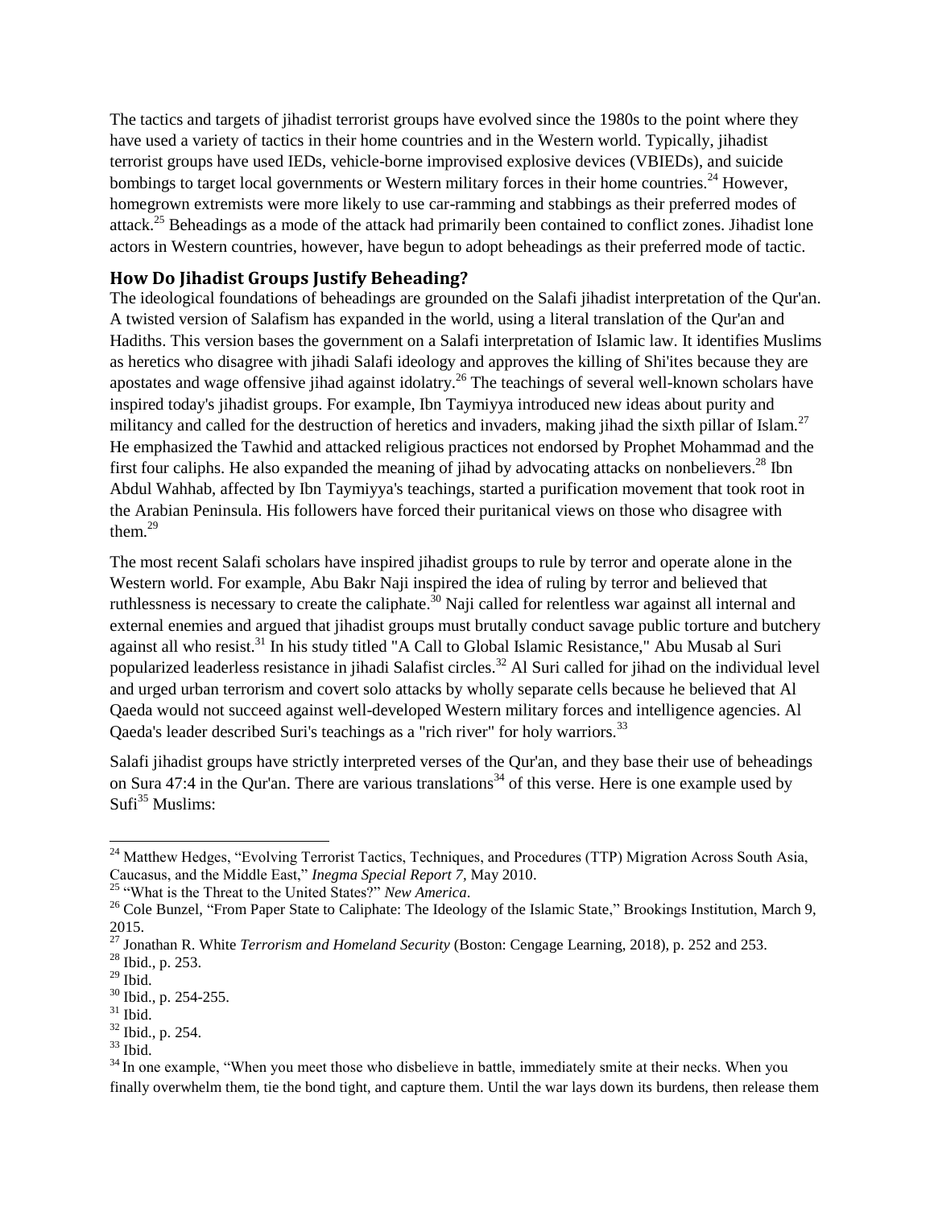The tactics and targets of jihadist terrorist groups have evolved since the 1980s to the point where they have used a variety of tactics in their home countries and in the Western world. Typically, jihadist terrorist groups have used IEDs, vehicle-borne improvised explosive devices (VBIEDs), and suicide bombings to target local governments or Western military forces in their home countries.[24] However, homegrown extremists were more likely to use car-ramming and stabbings as their preferred modes of attack.[25] Beheadings as a mode of the attack had primarily been contained to conflict zones. Jihadist lone actors in Western countries, however, have begun to adopt beheadings as their preferred mode of tactic.

## How Do Jihadist Groups Justify Beheading?

The ideological foundations of beheadings are grounded on the Salafi jihadist interpretation of the Qur'an. A twisted version of Salafism has expanded in the world, using a literal translation of the Qur'an and Hadiths. This version bases the government on a Salafi interpretation of Islamic law. It identifies Muslims as heretics who disagree with jihadi Salafi ideology and approves the killing of Shi'ites because they are apostates and wage offensive jihad against idolatry.[26] The teachings of several well-known scholars have inspired today's jihadist groups. For example, Ibn Taymiyya introduced new ideas about purity and militancy and called for the destruction of heretics and invaders, making jihad the sixth pillar of Islam.[27] He emphasized the Tawhid and attacked religious practices not endorsed by Prophet Mohammad and the first four caliphs. He also expanded the meaning of jihad by advocating attacks on nonbelievers.[28] Ibn Abdul Wahhab, affected by Ibn Taymiyya's teachings, started a purification movement that took root in the Arabian Peninsula. His followers have forced their puritanical views on those who disagree with them.[29]

The most recent Salafi scholars have inspired jihadist groups to rule by terror and operate alone in the Western world. For example, Abu Bakr Naji inspired the idea of ruling by terror and believed that ruthlessness is necessary to create the caliphate.[30] Naji called for relentless war against all internal and external enemies and argued that jihadist groups must brutally conduct savage public torture and butchery against all who resist.[31] In his study titled "A Call to Global Islamic Resistance," Abu Musab al Suri popularized leaderless resistance in jihadi Salafist circles.[32] Al Suri called for jihad on the individual level and urged urban terrorism and covert solo attacks by wholly separate cells because he believed that Al Qaeda would not succeed against well-developed Western military forces and intelligence agencies. Al Qaeda's leader described Suri's teachings as a "rich river" for holy warriors.[33]

Salafi jihadist groups have strictly interpreted verses of the Qur'an, and they base their use of beheadings on Sura 47:4 in the Qur'an. There are various translations[34] of this verse. Here is one example used by Sufi[35] Muslims:

---

[24] Matthew Hedges, "Evolving Terrorist Tactics, Techniques, and Procedures (TTP) Migration Across South Asia, Caucasus, and the Middle East," *Inegma Special Report 7*, May 2010.

[25] "What is the Threat to the United States?" *New America*.

[26] Cole Bunzel, "From Paper State to Caliphate: The Ideology of the Islamic State," Brookings Institution, March 9, 2015.

[27] Jonathan R. White *Terrorism and Homeland Security* (Boston: Cengage Learning, 2018), p. 252 and 253.

[28] Ibid., p. 253.

[29] Ibid.

[30] Ibid., p. 254-255.

[31] Ibid.

[32] Ibid., p. 254.

[33] Ibid.

[34] In one example, "When you meet those who disbelieve in battle, immediately smite at their necks. When you finally overwhelm them, tie the bond tight, and capture them. Until the war lays down its burdens, then release them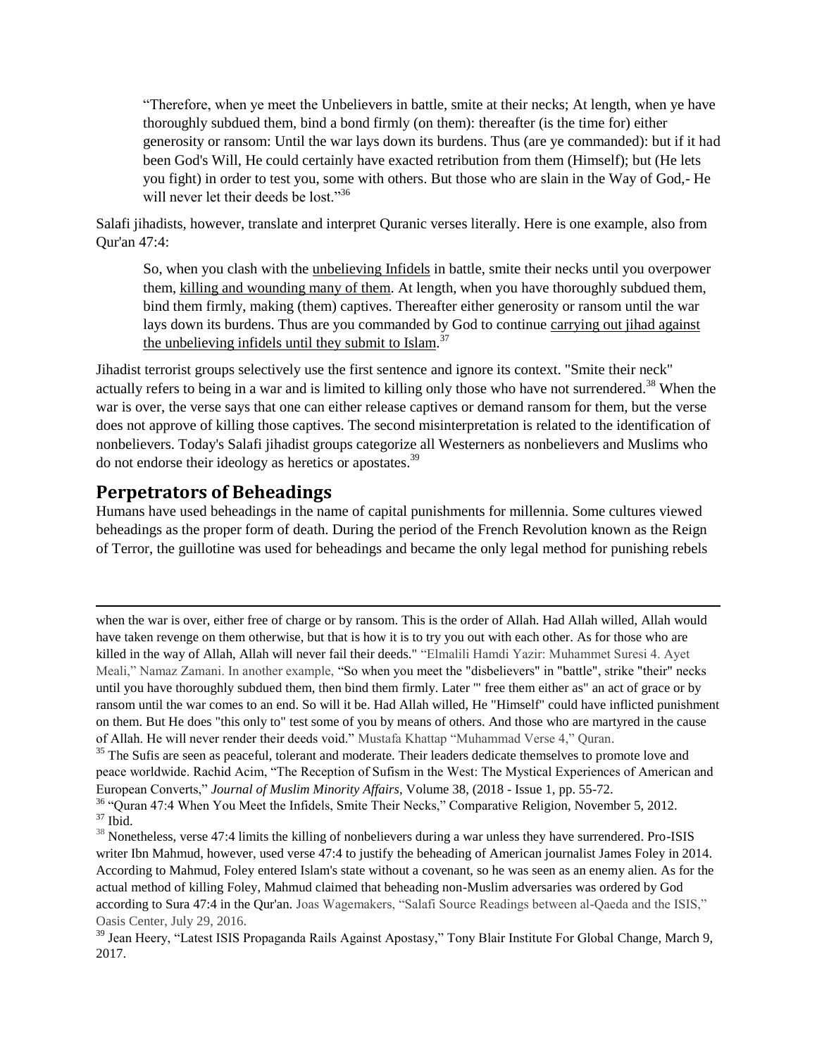> "Therefore, when ye meet the Unbelievers in battle, smite at their necks; At length, when ye have thoroughly subdued them, bind a bond firmly (on them): thereafter (is the time for) either generosity or ransom: Until the war lays down its burdens. Thus (are ye commanded): but if it had been God's Will, He could certainly have exacted retribution from them (Himself); but (He lets you fight) in order to test you, some with others. But those who are slain in the Way of God,- He will never let their deeds be lost."[36]

Salafi jihadists, however, translate and interpret Quranic verses literally. Here is one example, also from Qur'an 47:4:

> So, when you clash with the <u>unbelieving Infidels</u> in battle, smite their necks until you overpower them, <u>killing and wounding many of them</u>. At length, when you have thoroughly subdued them, bind them firmly, making (them) captives. Thereafter either generosity or ransom until the war lays down its burdens. Thus are you commanded by God to continue <u>carrying out jihad against the unbelieving infidels until they submit to Islam</u>.[37]

Jihadist terrorist groups selectively use the first sentence and ignore its context. "Smite their neck" actually refers to being in a war and is limited to killing only those who have not surrendered.[38] When the war is over, the verse says that one can either release captives or demand ransom for them, but the verse does not approve of killing those captives. The second misinterpretation is related to the identification of nonbelievers. Today's Salafi jihadist groups categorize all Westerners as nonbelievers and Muslims who do not endorse their ideology as heretics or apostates.[39]

## Perpetrators of Beheadings

Humans have used beheadings in the name of capital punishments for millennia. Some cultures viewed beheadings as the proper form of death. During the period of the French Revolution known as the Reign of Terror, the guillotine was used for beheadings and became the only legal method for punishing rebels

---

when the war is over, either free of charge or by ransom. This is the order of Allah. Had Allah willed, Allah would have taken revenge on them otherwise, but that is how it is to try you out with each other. As for those who are killed in the way of Allah, Allah will never fail their deeds." "Elmalili Hamdi Yazir: Muhammet Suresi 4. Ayet Meali," Namaz Zamani. In another example, "So when you meet the "disbelievers" in "battle", strike "their" necks until you have thoroughly subdued them, then bind them firmly. Later "' free them either as" an act of grace or by ransom until the war comes to an end. So will it be. Had Allah willed, He "Himself" could have inflicted punishment on them. But He does "this only to" test some of you by means of others. And those who are martyred in the cause of Allah. He will never render their deeds void." Mustafa Khattap "Muhammad Verse 4," Quran.

[35] The Sufis are seen as peaceful, tolerant and moderate. Their leaders dedicate themselves to promote love and peace worldwide. Rachid Acim, "The Reception of Sufism in the West: The Mystical Experiences of American and European Converts," *Journal of Muslim Minority Affairs*, Volume 38, (2018 - Issue 1, pp. 55-72.

[36] "Quran 47:4 When You Meet the Infidels, Smite Their Necks," Comparative Religion, November 5, 2012.

[37] Ibid.

[38] Nonetheless, verse 47:4 limits the killing of nonbelievers during a war unless they have surrendered. Pro-ISIS writer Ibn Mahmud, however, used verse 47:4 to justify the beheading of American journalist James Foley in 2014. According to Mahmud, Foley entered Islam's state without a covenant, so he was seen as an enemy alien. As for the actual method of killing Foley, Mahmud claimed that beheading non-Muslim adversaries was ordered by God according to Sura 47:4 in the Qur'an. Joas Wagemakers, "Salafi Source Readings between al-Qaeda and the ISIS," Oasis Center, July 29, 2016.

[39] Jean Heery, "Latest ISIS Propaganda Rails Against Apostasy," Tony Blair Institute For Global Change, March 9, 2017.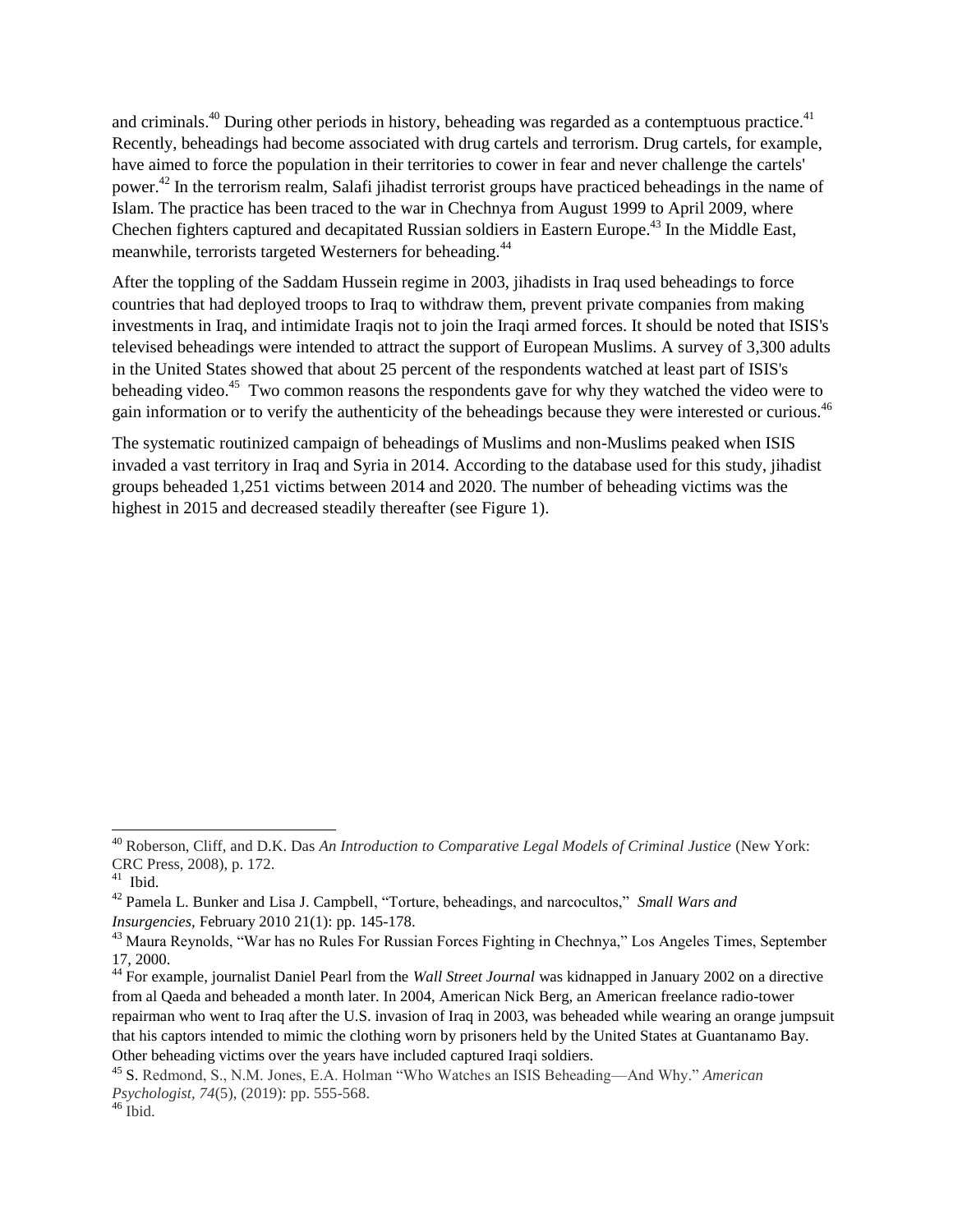and criminals.[40] During other periods in history, beheading was regarded as a contemptuous practice.[41] Recently, beheadings had become associated with drug cartels and terrorism. Drug cartels, for example, have aimed to force the population in their territories to cower in fear and never challenge the cartels' power.[42] In the terrorism realm, Salafi jihadist terrorist groups have practiced beheadings in the name of Islam. The practice has been traced to the war in Chechnya from August 1999 to April 2009, where Chechen fighters captured and decapitated Russian soldiers in Eastern Europe.[43] In the Middle East, meanwhile, terrorists targeted Westerners for beheading.[44]

After the toppling of the Saddam Hussein regime in 2003, jihadists in Iraq used beheadings to force countries that had deployed troops to Iraq to withdraw them, prevent private companies from making investments in Iraq, and intimidate Iraqis not to join the Iraqi armed forces. It should be noted that ISIS's televised beheadings were intended to attract the support of European Muslims. A survey of 3,300 adults in the United States showed that about 25 percent of the respondents watched at least part of ISIS's beheading video.[45] Two common reasons the respondents gave for why they watched the video were to gain information or to verify the authenticity of the beheadings because they were interested or curious.[46]

The systematic routinized campaign of beheadings of Muslims and non-Muslims peaked when ISIS invaded a vast territory in Iraq and Syria in 2014. According to the database used for this study, jihadist groups beheaded 1,251 victims between 2014 and 2020. The number of beheading victims was the highest in 2015 and decreased steadily thereafter (see Figure 1).

---

[40] Roberson, Cliff, and D.K. Das *An Introduction to Comparative Legal Models of Criminal Justice* (New York: CRC Press, 2008), p. 172.

[41] Ibid.

[42] Pamela L. Bunker and Lisa J. Campbell, "Torture, beheadings, and narcocultos," *Small Wars and Insurgencies,* February 2010 21(1): pp. 145-178.

[43] Maura Reynolds, "War has no Rules For Russian Forces Fighting in Chechnya," Los Angeles Times, September 17, 2000.

[44] For example, journalist Daniel Pearl from the *Wall Street Journal* was kidnapped in January 2002 on a directive from al Qaeda and beheaded a month later. In 2004, American Nick Berg, an American freelance radio-tower repairman who went to Iraq after the U.S. invasion of Iraq in 2003, was beheaded while wearing an orange jumpsuit that his captors intended to mimic the clothing worn by prisoners held by the United States at Guantanamo Bay. Other beheading victims over the years have included captured Iraqi soldiers.

[45] S. Redmond, S., N.M. Jones, E.A. Holman "Who Watches an ISIS Beheading—And Why." *American Psychologist*, *74*(5), (2019): pp. 555-568.

[46] Ibid.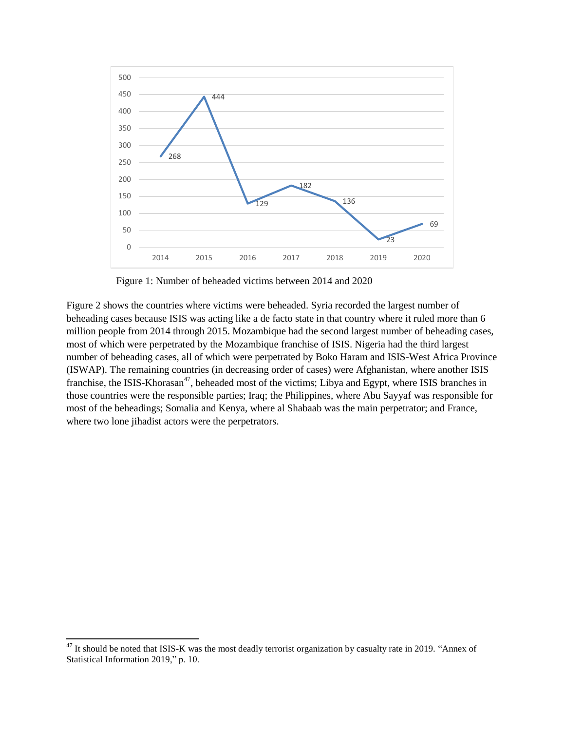Figure 1: Number of beheaded victims between 2014 and 2020

Figure 2 shows the countries where victims were beheaded. Syria recorded the largest number of beheading cases because ISIS was acting like a de facto state in that country where it ruled more than 6 million people from 2014 through 2015. Mozambique had the second largest number of beheading cases, most of which were perpetrated by the Mozambique franchise of ISIS. Nigeria had the third largest number of beheading cases, all of which were perpetrated by Boko Haram and ISIS-West Africa Province (ISWAP). The remaining countries (in decreasing order of cases) were Afghanistan, where another ISIS franchise, the ISIS-Khorasan[47], beheaded most of the victims; Libya and Egypt, where ISIS branches in those countries were the responsible parties; Iraq; the Philippines, where Abu Sayyaf was responsible for most of the beheadings; Somalia and Kenya, where al Shabaab was the main perpetrator; and France, where two lone jihadist actors were the perpetrators.

[47] It should be noted that ISIS-K was the most deadly terrorist organization by casualty rate in 2019. "Annex of Statistical Information 2019," p. 10.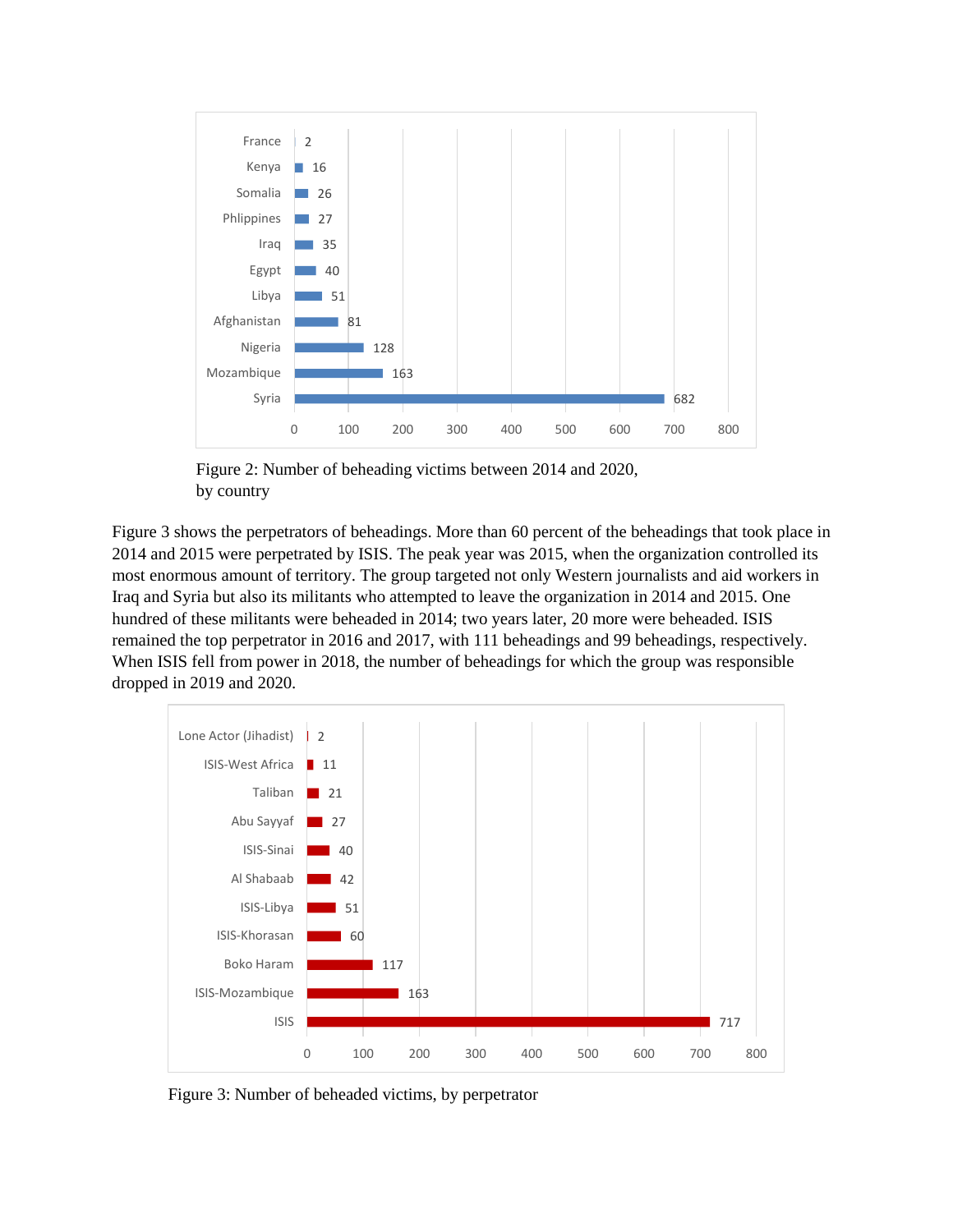Figure 2: Number of beheading victims between 2014 and 2020, by country

Figure 3 shows the perpetrators of beheadings. More than 60 percent of the beheadings that took place in 2014 and 2015 were perpetrated by ISIS. The peak year was 2015, when the organization controlled its most enormous amount of territory. The group targeted not only Western journalists and aid workers in Iraq and Syria but also its militants who attempted to leave the organization in 2014 and 2015. One hundred of these militants were beheaded in 2014; two years later, 20 more were beheaded. ISIS remained the top perpetrator in 2016 and 2017, with 111 beheadings and 99 beheadings, respectively. When ISIS fell from power in 2018, the number of beheadings for which the group was responsible dropped in 2019 and 2020.

Figure 3: Number of beheaded victims, by perpetrator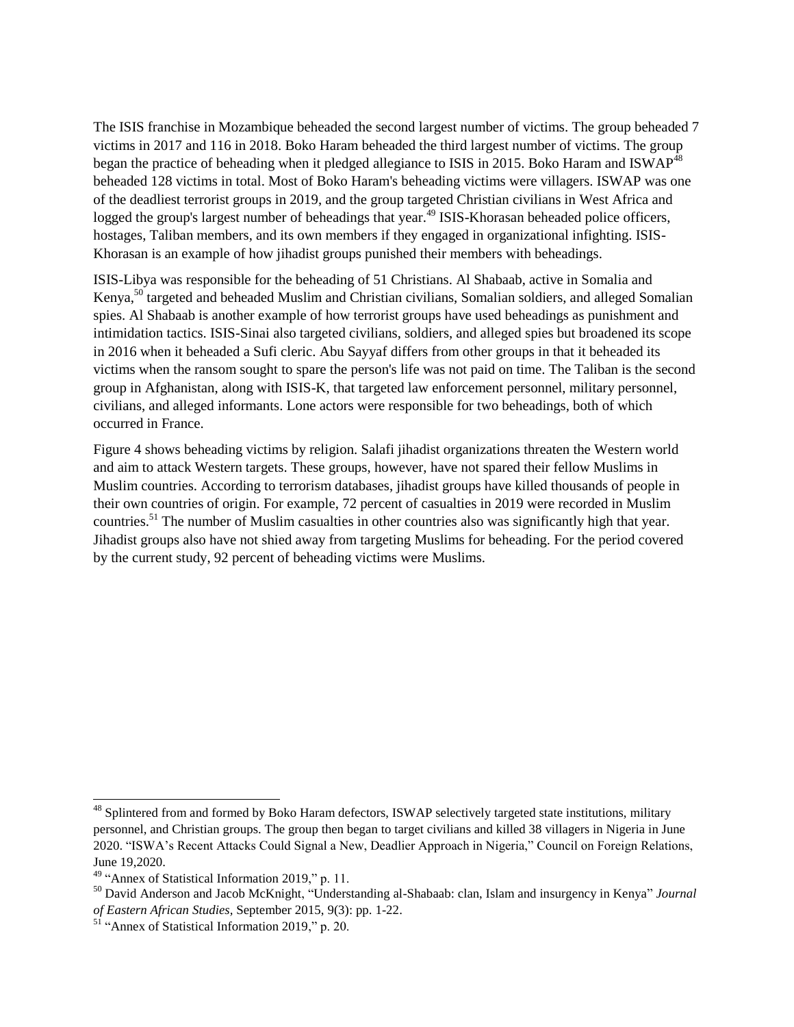The ISIS franchise in Mozambique beheaded the second largest number of victims. The group beheaded 7 victims in 2017 and 116 in 2018. Boko Haram beheaded the third largest number of victims. The group began the practice of beheading when it pledged allegiance to ISIS in 2015. Boko Haram and ISWAP[48] beheaded 128 victims in total. Most of Boko Haram's beheading victims were villagers. ISWAP was one of the deadliest terrorist groups in 2019, and the group targeted Christian civilians in West Africa and logged the group's largest number of beheadings that year.[49] ISIS-Khorasan beheaded police officers, hostages, Taliban members, and its own members if they engaged in organizational infighting. ISIS-Khorasan is an example of how jihadist groups punished their members with beheadings.

ISIS-Libya was responsible for the beheading of 51 Christians. Al Shabaab, active in Somalia and Kenya,[50] targeted and beheaded Muslim and Christian civilians, Somalian soldiers, and alleged Somalian spies. Al Shabaab is another example of how terrorist groups have used beheadings as punishment and intimidation tactics. ISIS-Sinai also targeted civilians, soldiers, and alleged spies but broadened its scope in 2016 when it beheaded a Sufi cleric. Abu Sayyaf differs from other groups in that it beheaded its victims when the ransom sought to spare the person's life was not paid on time. The Taliban is the second group in Afghanistan, along with ISIS-K, that targeted law enforcement personnel, military personnel, civilians, and alleged informants. Lone actors were responsible for two beheadings, both of which occurred in France.

Figure 4 shows beheading victims by religion. Salafi jihadist organizations threaten the Western world and aim to attack Western targets. These groups, however, have not spared their fellow Muslims in Muslim countries. According to terrorism databases, jihadist groups have killed thousands of people in their own countries of origin. For example, 72 percent of casualties in 2019 were recorded in Muslim countries.[51] The number of Muslim casualties in other countries also was significantly high that year. Jihadist groups also have not shied away from targeting Muslims for beheading. For the period covered by the current study, 92 percent of beheading victims were Muslims.

---

[48] Splintered from and formed by Boko Haram defectors, ISWAP selectively targeted state institutions, military personnel, and Christian groups. The group then began to target civilians and killed 38 villagers in Nigeria in June 2020. "ISWA's Recent Attacks Could Signal a New, Deadlier Approach in Nigeria," Council on Foreign Relations, June 19,2020.

[49] "Annex of Statistical Information 2019," p. 11.

[50] David Anderson and Jacob McKnight, "Understanding al-Shabaab: clan, Islam and insurgency in Kenya" *Journal of Eastern African Studies*, September 2015, 9(3): pp. 1-22.

[51] "Annex of Statistical Information 2019," p. 20.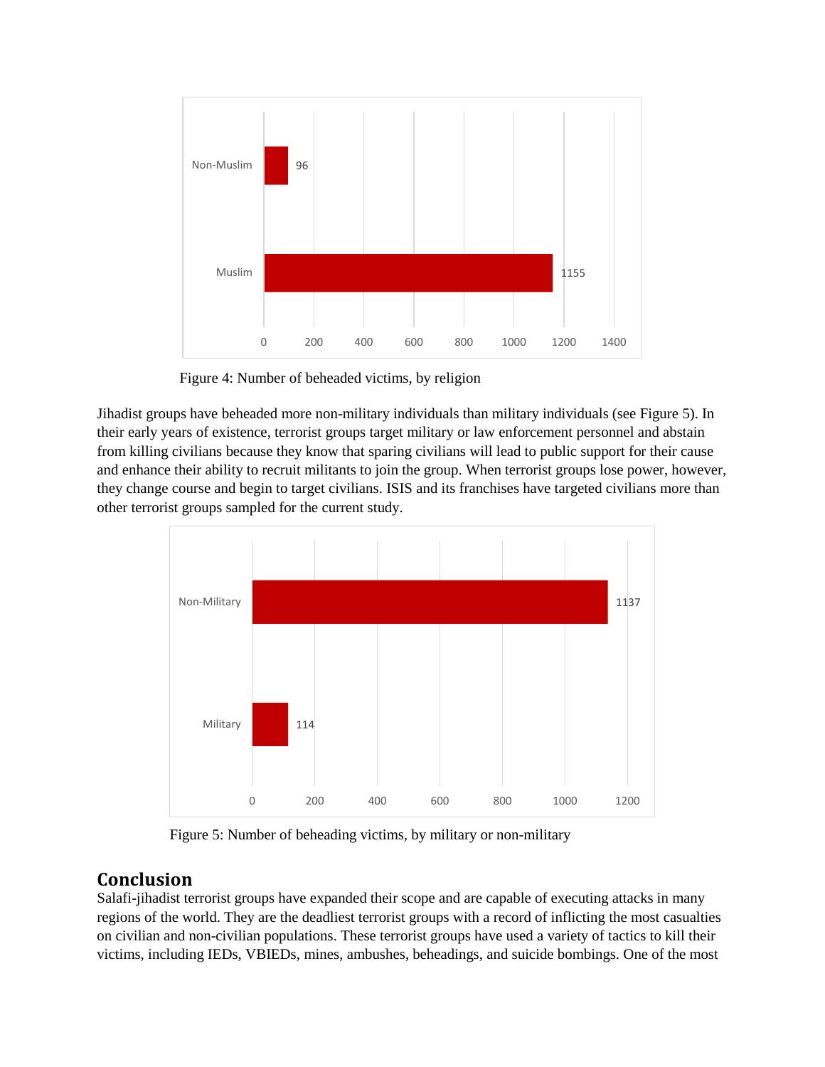Figure 4: Number of beheaded victims, by religion

Jihadist groups have beheaded more non-military individuals than military individuals (see Figure 5). In their early years of existence, terrorist groups target military or law enforcement personnel and abstain from killing civilians because they know that sparing civilians will lead to public support for their cause and enhance their ability to recruit militants to join the group. When terrorist groups lose power, however, they change course and begin to target civilians. ISIS and its franchises have targeted civilians more than other terrorist groups sampled for the current study.

Figure 5: Number of beheading victims, by military or non-military

## Conclusion

Salafi-jihadist terrorist groups have expanded their scope and are capable of executing attacks in many regions of the world. They are the deadliest terrorist groups with a record of inflicting the most casualties on civilian and non-civilian populations. These terrorist groups have used a variety of tactics to kill their victims, including IEDs, VBIEDs, mines, ambushes, beheadings, and suicide bombings. One of the most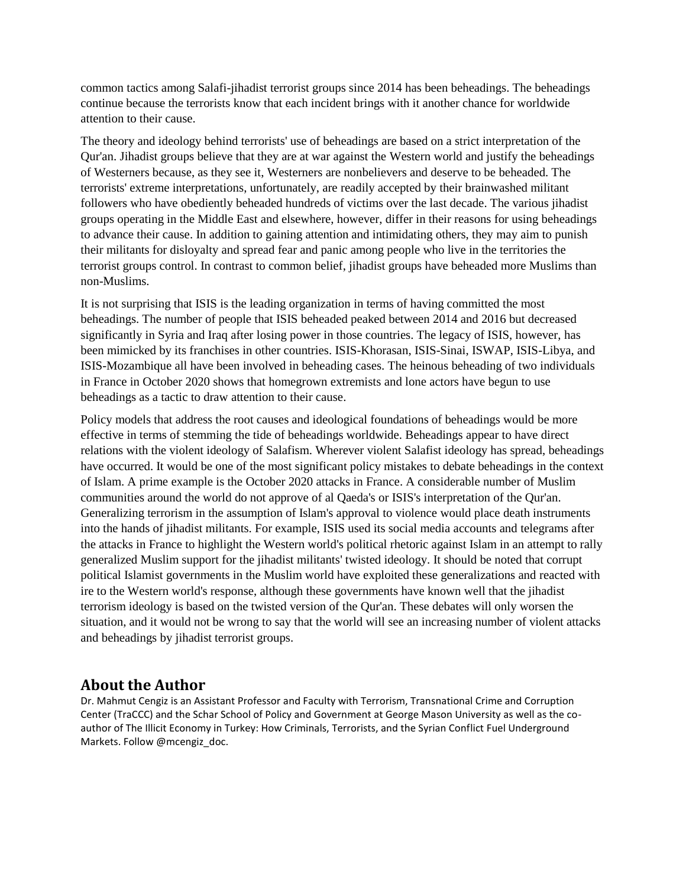common tactics among Salafi-jihadist terrorist groups since 2014 has been beheadings. The beheadings continue because the terrorists know that each incident brings with it another chance for worldwide attention to their cause.

The theory and ideology behind terrorists' use of beheadings are based on a strict interpretation of the Qur'an. Jihadist groups believe that they are at war against the Western world and justify the beheadings of Westerners because, as they see it, Westerners are nonbelievers and deserve to be beheaded. The terrorists' extreme interpretations, unfortunately, are readily accepted by their brainwashed militant followers who have obediently beheaded hundreds of victims over the last decade. The various jihadist groups operating in the Middle East and elsewhere, however, differ in their reasons for using beheadings to advance their cause. In addition to gaining attention and intimidating others, they may aim to punish their militants for disloyalty and spread fear and panic among people who live in the territories the terrorist groups control. In contrast to common belief, jihadist groups have beheaded more Muslims than non-Muslims.

It is not surprising that ISIS is the leading organization in terms of having committed the most beheadings. The number of people that ISIS beheaded peaked between 2014 and 2016 but decreased significantly in Syria and Iraq after losing power in those countries. The legacy of ISIS, however, has been mimicked by its franchises in other countries. ISIS-Khorasan, ISIS-Sinai, ISWAP, ISIS-Libya, and ISIS-Mozambique all have been involved in beheading cases. The heinous beheading of two individuals in France in October 2020 shows that homegrown extremists and lone actors have begun to use beheadings as a tactic to draw attention to their cause.

Policy models that address the root causes and ideological foundations of beheadings would be more effective in terms of stemming the tide of beheadings worldwide. Beheadings appear to have direct relations with the violent ideology of Salafism. Wherever violent Salafist ideology has spread, beheadings have occurred. It would be one of the most significant policy mistakes to debate beheadings in the context of Islam. A prime example is the October 2020 attacks in France. A considerable number of Muslim communities around the world do not approve of al Qaeda's or ISIS's interpretation of the Qur'an. Generalizing terrorism in the assumption of Islam's approval to violence would place death instruments into the hands of jihadist militants. For example, ISIS used its social media accounts and telegrams after the attacks in France to highlight the Western world's political rhetoric against Islam in an attempt to rally generalized Muslim support for the jihadist militants' twisted ideology. It should be noted that corrupt political Islamist governments in the Muslim world have exploited these generalizations and reacted with ire to the Western world's response, although these governments have known well that the jihadist terrorism ideology is based on the twisted version of the Qur'an. These debates will only worsen the situation, and it would not be wrong to say that the world will see an increasing number of violent attacks and beheadings by jihadist terrorist groups.

## About the Author

Dr. Mahmut Cengiz is an Assistant Professor and Faculty with Terrorism, Transnational Crime and Corruption Center (TraCCC) and the Schar School of Policy and Government at George Mason University as well as the co-author of The Illicit Economy in Turkey: How Criminals, Terrorists, and the Syrian Conflict Fuel Underground Markets. Follow @mcengiz_doc.